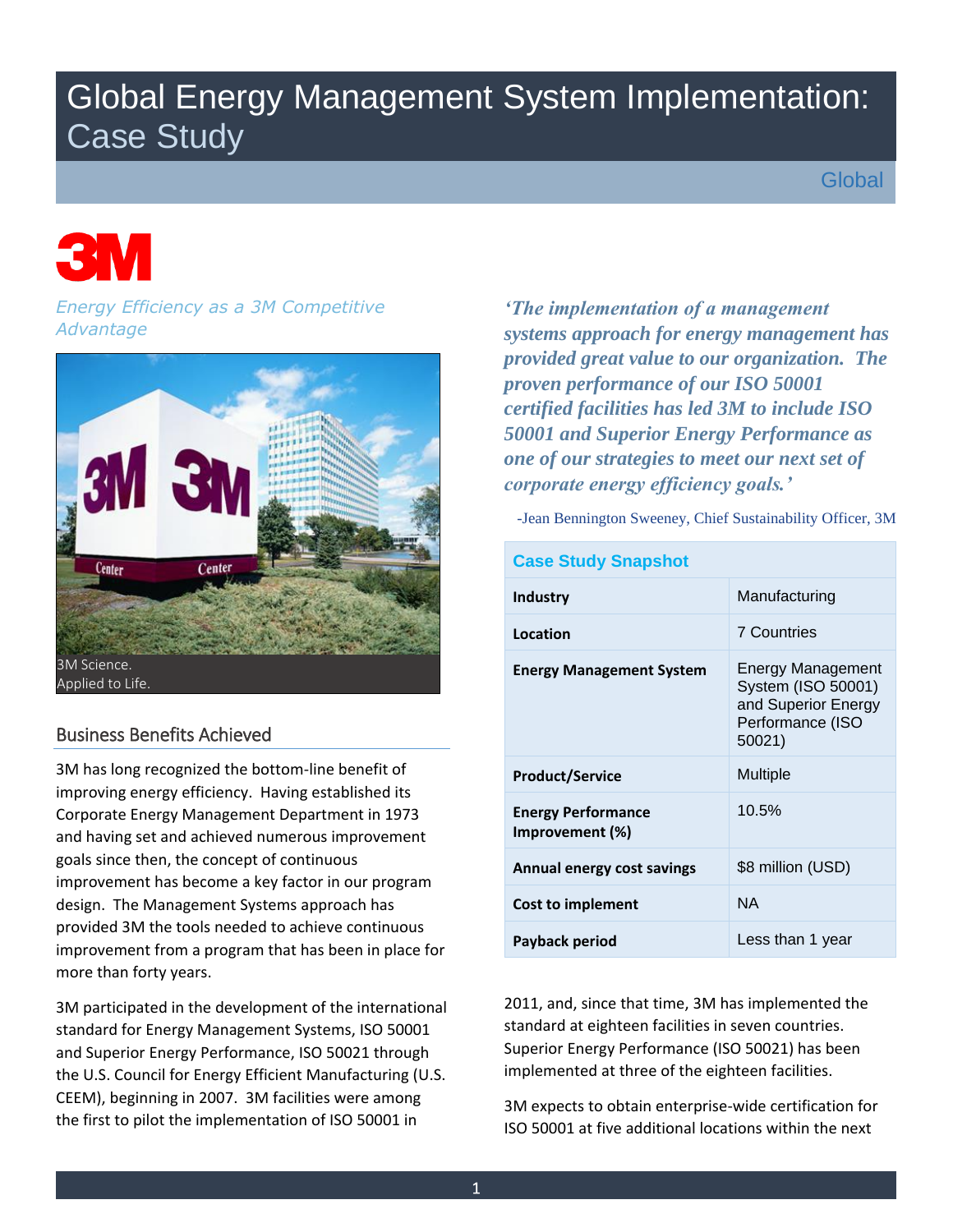# Global Energy Management System Implementation: Case Study

Global

*Energy Efficiency as a 3M Competitive Advantage*

3M Science.
Applied to Life.

*'The implementation of a management systems approach for energy management has provided great value to our organization. The proven performance of our ISO 50001 certified facilities has led 3M to include ISO 50001 and Superior Energy Performance as one of our strategies to meet our next set of corporate energy efficiency goals.'*

-Jean Bennington Sweeney, Chief Sustainability Officer, 3M

| Case Study Snapshot | |
|---|---|
| **Industry** | Manufacturing |
| **Location** | 7 Countries |
| **Energy Management System** | Energy Management System (ISO 50001) and Superior Energy Performance (ISO 50021) |
| **Product/Service** | Multiple |
| **Energy Performance Improvement (%)** | 10.5% |
| **Annual energy cost savings** | $8 million (USD) |
| **Cost to implement** | NA |
| **Payback period** | Less than 1 year |

## Business Benefits Achieved

3M has long recognized the bottom-line benefit of improving energy efficiency. Having established its Corporate Energy Management Department in 1973 and having set and achieved numerous improvement goals since then, the concept of continuous improvement has become a key factor in our program design. The Management Systems approach has provided 3M the tools needed to achieve continuous improvement from a program that has been in place for more than forty years.

3M participated in the development of the international standard for Energy Management Systems, ISO 50001 and Superior Energy Performance, ISO 50021 through the U.S. Council for Energy Efficient Manufacturing (U.S. CEEM), beginning in 2007. 3M facilities were among the first to pilot the implementation of ISO 50001 in 2011, and, since that time, 3M has implemented the standard at eighteen facilities in seven countries. Superior Energy Performance (ISO 50021) has been implemented at three of the eighteen facilities.

3M expects to obtain enterprise-wide certification for ISO 50001 at five additional locations within the next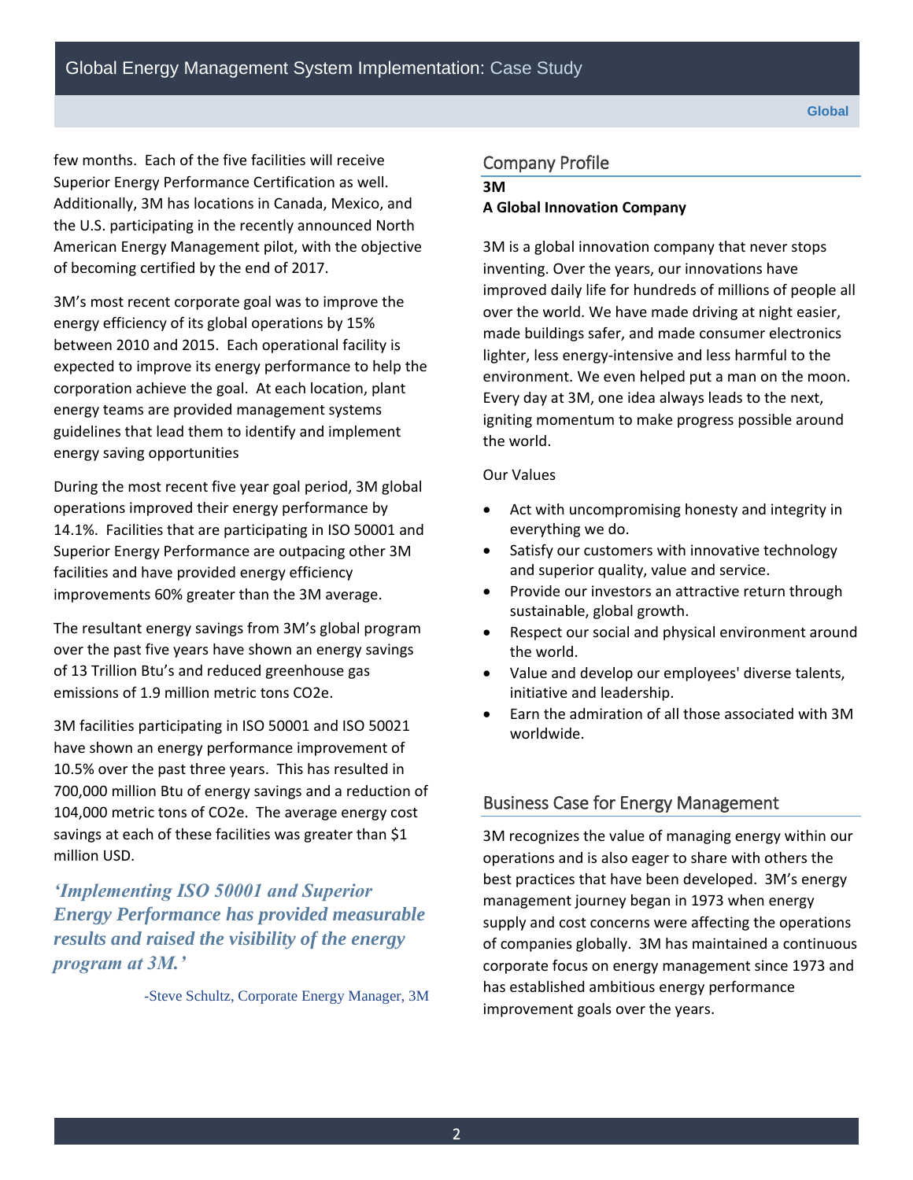few months. Each of the five facilities will receive Superior Energy Performance Certification as well. Additionally, 3M has locations in Canada, Mexico, and the U.S. participating in the recently announced North American Energy Management pilot, with the objective of becoming certified by the end of 2017.

3M's most recent corporate goal was to improve the energy efficiency of its global operations by 15% between 2010 and 2015. Each operational facility is expected to improve its energy performance to help the corporation achieve the goal. At each location, plant energy teams are provided management systems guidelines that lead them to identify and implement energy saving opportunities

During the most recent five year goal period, 3M global operations improved their energy performance by 14.1%. Facilities that are participating in ISO 50001 and Superior Energy Performance are outpacing other 3M facilities and have provided energy efficiency improvements 60% greater than the 3M average.

The resultant energy savings from 3M's global program over the past five years have shown an energy savings of 13 Trillion Btu's and reduced greenhouse gas emissions of 1.9 million metric tons CO2e.

3M facilities participating in ISO 50001 and ISO 50021 have shown an energy performance improvement of 10.5% over the past three years. This has resulted in 700,000 million Btu of energy savings and a reduction of 104,000 metric tons of CO2e. The average energy cost savings at each of these facilities was greater than $1 million USD.

***'Implementing ISO 50001 and Superior Energy Performance has provided measurable results and raised the visibility of the energy program at 3M.'***

-Steve Schultz, Corporate Energy Manager, 3M

## Company Profile

**3M**

**A Global Innovation Company**

3M is a global innovation company that never stops inventing. Over the years, our innovations have improved daily life for hundreds of millions of people all over the world. We have made driving at night easier, made buildings safer, and made consumer electronics lighter, less energy-intensive and less harmful to the environment. We even helped put a man on the moon. Every day at 3M, one idea always leads to the next, igniting momentum to make progress possible around the world.

Our Values

- Act with uncompromising honesty and integrity in everything we do.
- Satisfy our customers with innovative technology and superior quality, value and service.
- Provide our investors an attractive return through sustainable, global growth.
- Respect our social and physical environment around the world.
- Value and develop our employees' diverse talents, initiative and leadership.
- Earn the admiration of all those associated with 3M worldwide.

## Business Case for Energy Management

3M recognizes the value of managing energy within our operations and is also eager to share with others the best practices that have been developed. 3M's energy management journey began in 1973 when energy supply and cost concerns were affecting the operations of companies globally. 3M has maintained a continuous corporate focus on energy management since 1973 and has established ambitious energy performance improvement goals over the years.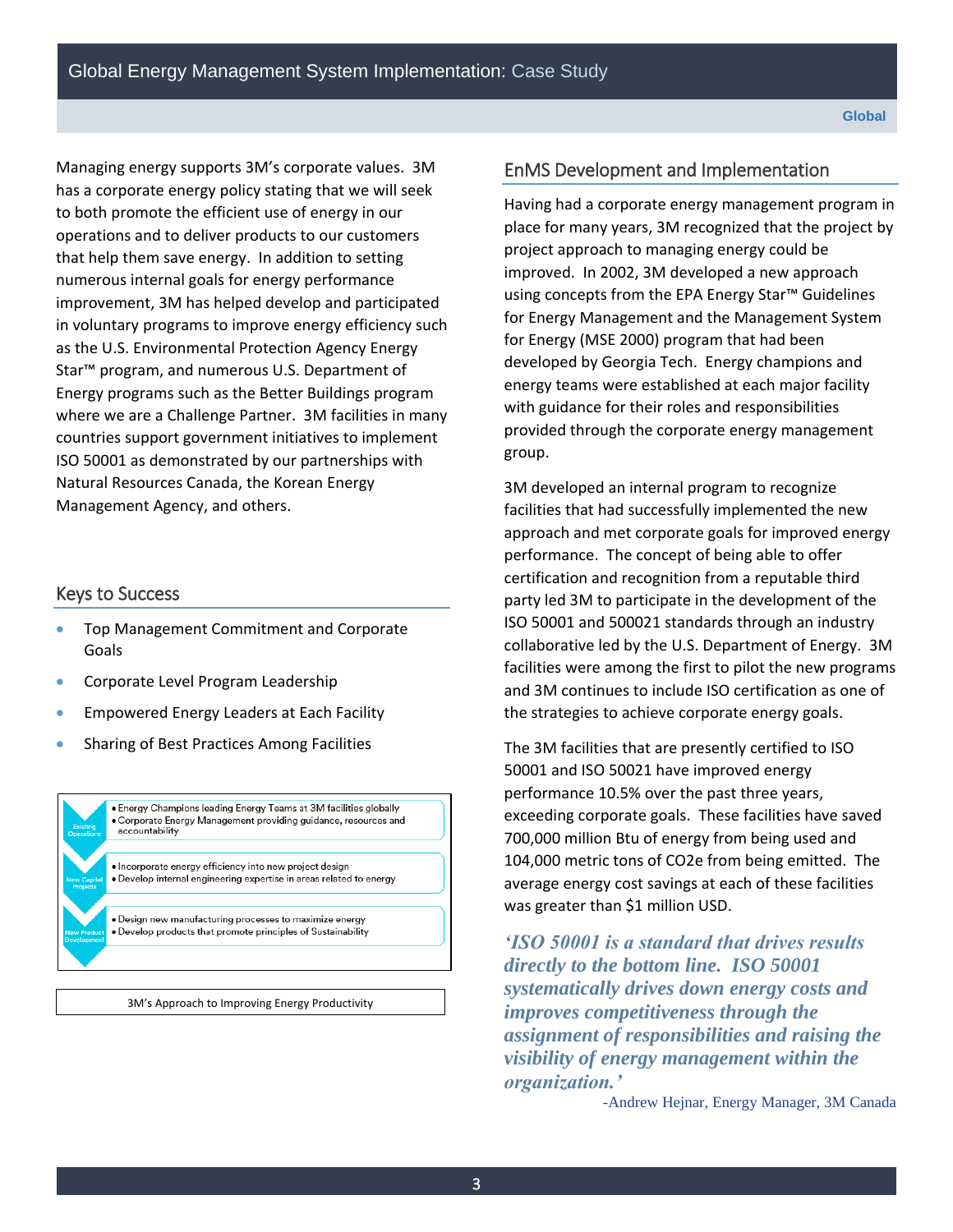Managing energy supports 3M's corporate values. 3M has a corporate energy policy stating that we will seek to both promote the efficient use of energy in our operations and to deliver products to our customers that help them save energy. In addition to setting numerous internal goals for energy performance improvement, 3M has helped develop and participated in voluntary programs to improve energy efficiency such as the U.S. Environmental Protection Agency Energy Star™ program, and numerous U.S. Department of Energy programs such as the Better Buildings program where we are a Challenge Partner. 3M facilities in many countries support government initiatives to implement ISO 50001 as demonstrated by our partnerships with Natural Resources Canada, the Korean Energy Management Agency, and others.

## Keys to Success

- Top Management Commitment and Corporate Goals
- Corporate Level Program Leadership
- Empowered Energy Leaders at Each Facility
- Sharing of Best Practices Among Facilities

| | |
|---|---|
| Existing Operations | • Energy Champions leading Energy Teams at 3M facilities globally<br>• Corporate Energy Management providing guidance, resources and accountability |
| New Capital Projects | • Incorporate energy efficiency into new project design<br>• Develop internal engineering expertise in areas related to energy |
| New Product Development | • Design new manufacturing processes to maximize energy<br>• Develop products that promote principles of Sustainability |

3M's Approach to Improving Energy Productivity

## EnMS Development and Implementation

Having had a corporate energy management program in place for many years, 3M recognized that the project by project approach to managing energy could be improved. In 2002, 3M developed a new approach using concepts from the EPA Energy Star™ Guidelines for Energy Management and the Management System for Energy (MSE 2000) program that had been developed by Georgia Tech. Energy champions and energy teams were established at each major facility with guidance for their roles and responsibilities provided through the corporate energy management group.

3M developed an internal program to recognize facilities that had successfully implemented the new approach and met corporate goals for improved energy performance. The concept of being able to offer certification and recognition from a reputable third party led 3M to participate in the development of the ISO 50001 and 500021 standards through an industry collaborative led by the U.S. Department of Energy. 3M facilities were among the first to pilot the new programs and 3M continues to include ISO certification as one of the strategies to achieve corporate energy goals.

The 3M facilities that are presently certified to ISO 50001 and ISO 50021 have improved energy performance 10.5% over the past three years, exceeding corporate goals. These facilities have saved 700,000 million Btu of energy from being used and 104,000 metric tons of $CO_2e$ from being emitted. The average energy cost savings at each of these facilities was greater than $1 million USD.

***'ISO 50001 is a standard that drives results directly to the bottom line. ISO 50001 systematically drives down energy costs and improves competitiveness through the assignment of responsibilities and raising the visibility of energy management within the organization.'***

-Andrew Hejnar, Energy Manager, 3M Canada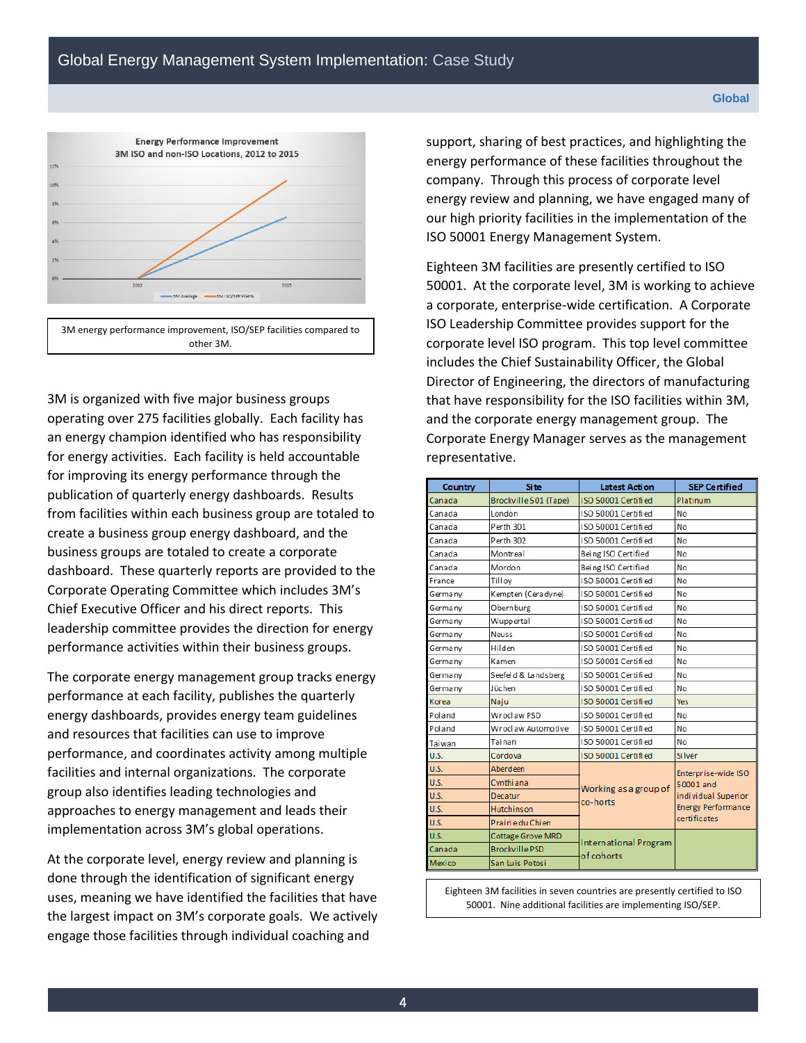Energy Performance Improvement
3M ISO and non-ISO Locations, 2012 to 2015

3M energy performance improvement, ISO/SEP facilities compared to other 3M.

3M is organized with five major business groups operating over 275 facilities globally. Each facility has an energy champion identified who has responsibility for energy activities. Each facility is held accountable for improving its energy performance through the publication of quarterly energy dashboards. Results from facilities within each business group are totaled to create a business group energy dashboard, and the business groups are totaled to create a corporate dashboard. These quarterly reports are provided to the Corporate Operating Committee which includes 3M's Chief Executive Officer and his direct reports. This leadership committee provides the direction for energy performance activities within their business groups.

The corporate energy management group tracks energy performance at each facility, publishes the quarterly energy dashboards, provides energy team guidelines and resources that facilities can use to improve performance, and coordinates activity among multiple facilities and internal organizations. The corporate group also identifies leading technologies and approaches to energy management and leads their implementation across 3M's global operations.

At the corporate level, energy review and planning is done through the identification of significant energy uses, meaning we have identified the facilities that have the largest impact on 3M's corporate goals. We actively engage those facilities through individual coaching and support, sharing of best practices, and highlighting the energy performance of these facilities throughout the company. Through this process of corporate level energy review and planning, we have engaged many of our high priority facilities in the implementation of the ISO 50001 Energy Management System.

Eighteen 3M facilities are presently certified to ISO 50001. At the corporate level, 3M is working to achieve a corporate, enterprise-wide certification. A Corporate ISO Leadership Committee provides support for the corporate level ISO program. This top level committee includes the Chief Sustainability Officer, the Global Director of Engineering, the directors of manufacturing that have responsibility for the ISO facilities within 3M, and the corporate energy management group. The Corporate Energy Manager serves as the management representative.

| Country | Site | Latest Action | SEP Certified |
|---|---|---|---|
| Canada | Brockville 501 (Tape) | ISO 50001 Certified | Platinum |
| Canada | London | ISO 50001 Certified | No |
| Canada | Perth 301 | ISO 50001 Certified | No |
| Canada | Perth 302 | ISO 50001 Certified | No |
| Canada | Montreal | Being ISO Certified | No |
| Canada | Mordon | Being ISO Certified | No |
| France | Tilloy | ISO 50001 Certified | No |
| Germany | Kempten (Ceradyne) | ISO 50001 Certified | No |
| Germany | Obernburg | ISO 50001 Certified | No |
| Germany | Wuppertal | ISO 50001 Certified | No |
| Germany | Neuss | ISO 50001 Certified | No |
| Germany | Hilden | ISO 50001 Certified | No |
| Germany | Kamen | ISO 50001 Certified | No |
| Germany | Seefeld & Landsberg | ISO 50001 Certified | No |
| Germany | Jüchen | ISO 50001 Certified | No |
| Korea | Naju | ISO 50001 Certified | Yes |
| Poland | Wroclaw PSD | ISO 50001 Certified | No |
| Poland | Wroclaw Automotive | ISO 50001 Certified | No |
| Taiwan | Tainan | ISO 50001 Certified | No |
| U.S. | Cordova | ISO 50001 Certified | Silver |
| U.S. | Aberdeen | Working as a group of co-horts | Enterprise-wide ISO 50001 and individual Superior Energy Performance certificates |
| U.S. | Cynthiana | | |
| U.S. | Decatur | | |
| U.S. | Hutchinson | | |
| U.S. | Prairie du Chien | | |
| U.S. | Cottage Grove MRD | International Program of cohorts | |
| Canada | Brockville PSD | | |
| Mexico | San Luis Potosi | | |

Eighteen 3M facilities in seven countries are presently certified to ISO 50001. Nine additional facilities are implementing ISO/SEP.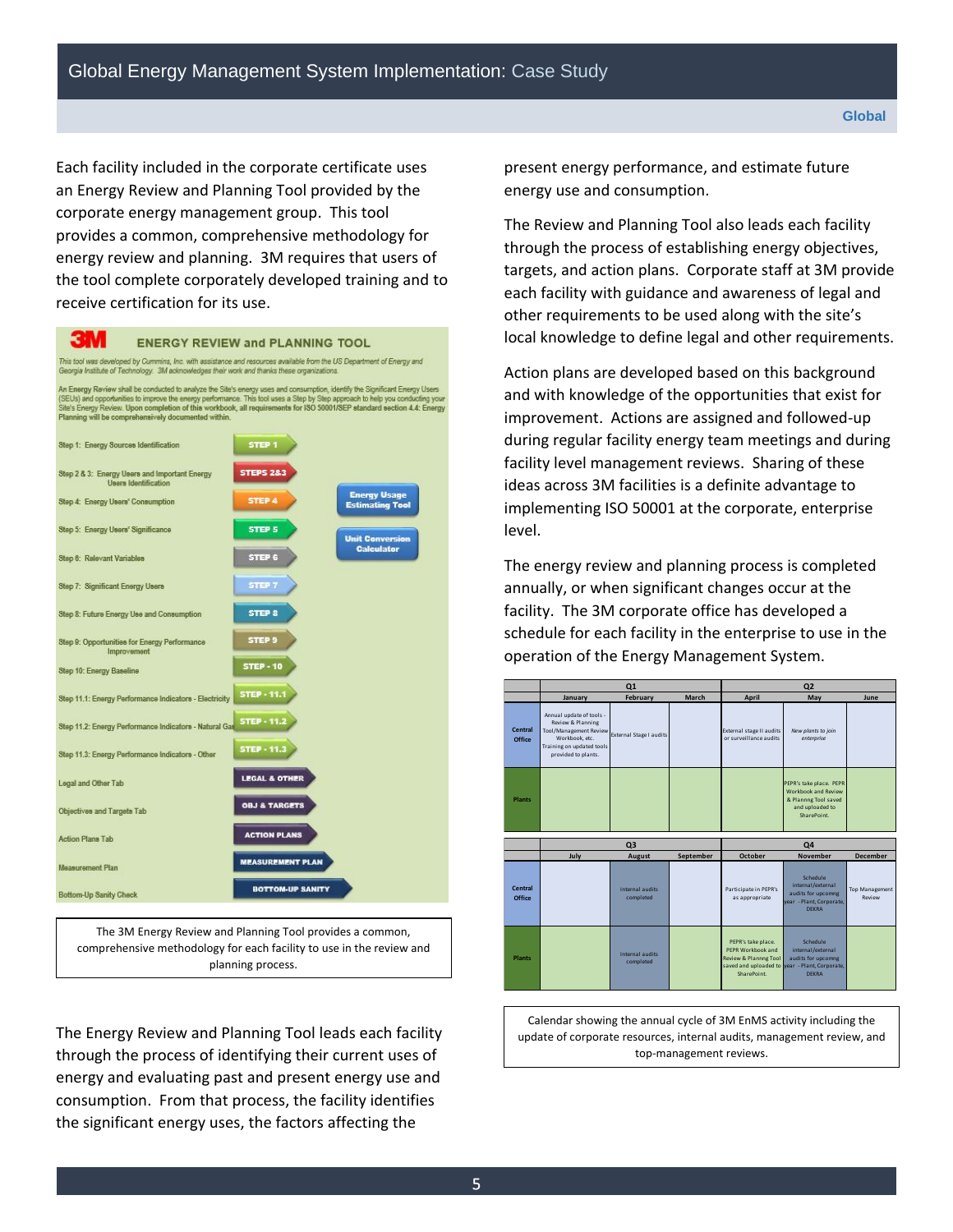Each facility included in the corporate certificate uses an Energy Review and Planning Tool provided by the corporate energy management group. This tool provides a common, comprehensive methodology for energy review and planning. 3M requires that users of the tool complete corporately developed training and to receive certification for its use.

**3M ENERGY REVIEW and PLANNING TOOL**

*This tool was developed by Cummins, Inc. with assistance and resources available from the US Department of Energy and Georgia Institute of Technology. 3M acknowledges their work and thanks these organizations.*

An Energy Review shall be conducted to analyze the Site's energy uses and consumption, identify the Significant Energy Users (SEUs) and opportunities to improve the energy performance. This tool uses a Step by Step approach to help you conducting your Site's Energy Review. Upon completion of this workbook, all requirements for ISO 50001/SEP standard section 4.4: Energy Planning will be comprehensively documented within.

| | | |
|---|---|---|
| Step 1: Energy Sources Identification | STEP 1 | |
| Step 2 & 3: Energy Users and Important Energy Users Identification | STEPS 2&3 | |
| Step 4: Energy Users' Consumption | STEP 4 | Energy Usage Estimating Tool |
| Step 5: Energy Users' Significance | STEP 5 | |
| Step 6: Relevant Variables | STEP 6 | Unit Conversion Calculator |
| Step 7: Significant Energy Users | STEP 7 | |
| Step 8: Future Energy Use and Consumption | STEP 8 | |
| Step 9: Opportunities for Energy Performance Improvement | STEP 9 | |
| Step 10: Energy Baseline | STEP - 10 | |
| Step 11.1: Energy Performance Indicators - Electricity | STEP - 11.1 | |
| Step 11.2: Energy Performance Indicators - Natural Gas | STEP - 11.2 | |
| Step 11.3: Energy Performance Indicators - Other | STEP - 11.3 | |
| Legal and Other Tab | LEGAL & OTHER | |
| Objectives and Targets Tab | OBJ & TARGETS | |
| Action Plans Tab | ACTION PLANS | |
| Measurement Plan | MEASUREMENT PLAN | |
| Bottom-Up Sanity Check | BOTTOM-UP SANITY | |

The 3M Energy Review and Planning Tool provides a common, comprehensive methodology for each facility to use in the review and planning process.

The Energy Review and Planning Tool leads each facility through the process of identifying their current uses of energy and evaluating past and present energy use and consumption. From that process, the facility identifies the significant energy uses, the factors affecting the present energy performance, and estimate future energy use and consumption.

The Review and Planning Tool also leads each facility through the process of establishing energy objectives, targets, and action plans. Corporate staff at 3M provide each facility with guidance and awareness of legal and other requirements to be used along with the site's local knowledge to define legal and other requirements.

Action plans are developed based on this background and with knowledge of the opportunities that exist for improvement. Actions are assigned and followed-up during regular facility energy team meetings and during facility level management reviews. Sharing of these ideas across 3M facilities is a definite advantage to implementing ISO 50001 at the corporate, enterprise level.

The energy review and planning process is completed annually, or when significant changes occur at the facility. The 3M corporate office has developed a schedule for each facility in the enterprise to use in the operation of the Energy Management System.

| | Q1 | | | Q2 | | |
|---|---|---|---|---|---|---|
| | January | February | March | April | May | June |
| Central Office | Annual update of tools - Review & Planning Tool/Management Review Workbook, etc. Training on updated tools provided to plants. | External Stage I audits | | External stage II audits or surveillance audits | *New plants to join enterprise* | |
| Plants | | | | | PEPR's take place. PEPR Workbook and Review & Plannng Tool saved and uploaded to SharePoint. | |

| | Q3 | | | Q4 | | |
|---|---|---|---|---|---|---|
| | July | August | September | October | November | December |
| Central Office | | Internal audits completed | | Participate in PEPR's as appropriate | Schedule internal/external audits for upcoming year - Plant, Corporate, DEKRA | Top Management Review |
| Plants | | Internal audits completed | | PEPR's take place. PEPR Workbook and Review & Plannng Tool saved and uploaded to SharePoint. | Schedule internal/external audits for upcoming year - Plant, Corporate, DEKRA | |

Calendar showing the annual cycle of 3M EnMS activity including the update of corporate resources, internal audits, management review, and top-management reviews.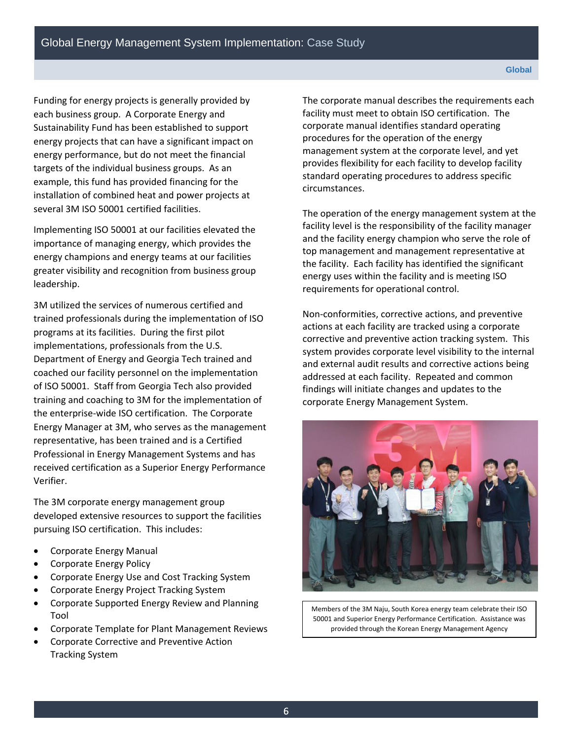Funding for energy projects is generally provided by each business group. A Corporate Energy and Sustainability Fund has been established to support energy projects that can have a significant impact on energy performance, but do not meet the financial targets of the individual business groups. As an example, this fund has provided financing for the installation of combined heat and power projects at several 3M ISO 50001 certified facilities.

Implementing ISO 50001 at our facilities elevated the importance of managing energy, which provides the energy champions and energy teams at our facilities greater visibility and recognition from business group leadership.

3M utilized the services of numerous certified and trained professionals during the implementation of ISO programs at its facilities. During the first pilot implementations, professionals from the U.S. Department of Energy and Georgia Tech trained and coached our facility personnel on the implementation of ISO 50001. Staff from Georgia Tech also provided training and coaching to 3M for the implementation of the enterprise-wide ISO certification. The Corporate Energy Manager at 3M, who serves as the management representative, has been trained and is a Certified Professional in Energy Management Systems and has received certification as a Superior Energy Performance Verifier.

The 3M corporate energy management group developed extensive resources to support the facilities pursuing ISO certification. This includes:

- Corporate Energy Manual
- Corporate Energy Policy
- Corporate Energy Use and Cost Tracking System
- Corporate Energy Project Tracking System
- Corporate Supported Energy Review and Planning Tool
- Corporate Template for Plant Management Reviews
- Corporate Corrective and Preventive Action Tracking System

The corporate manual describes the requirements each facility must meet to obtain ISO certification. The corporate manual identifies standard operating procedures for the operation of the energy management system at the corporate level, and yet provides flexibility for each facility to develop facility standard operating procedures to address specific circumstances.

The operation of the energy management system at the facility level is the responsibility of the facility manager and the facility energy champion who serve the role of top management and management representative at the facility. Each facility has identified the significant energy uses within the facility and is meeting ISO requirements for operational control.

Non-conformities, corrective actions, and preventive actions at each facility are tracked using a corporate corrective and preventive action tracking system. This system provides corporate level visibility to the internal and external audit results and corrective actions being addressed at each facility. Repeated and common findings will initiate changes and updates to the corporate Energy Management System.

Members of the 3M Naju, South Korea energy team celebrate their ISO 50001 and Superior Energy Performance Certification. Assistance was provided through the Korean Energy Management Agency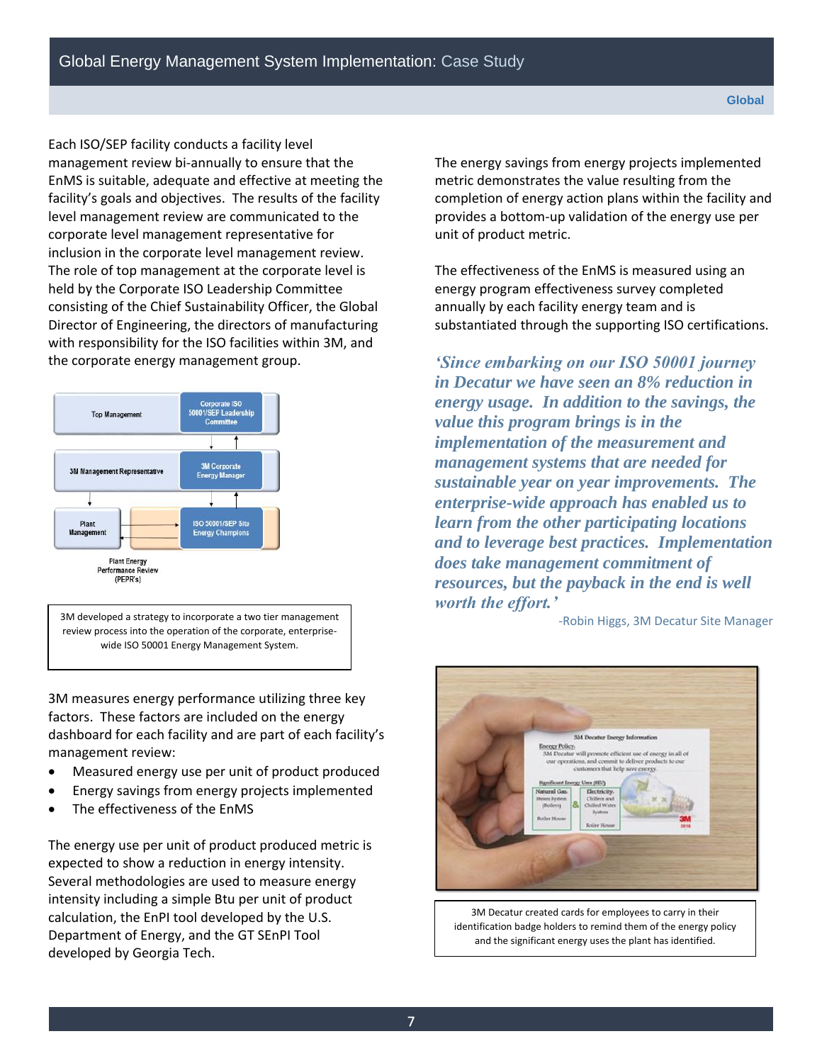Each ISO/SEP facility conducts a facility level management review bi-annually to ensure that the EnMS is suitable, adequate and effective at meeting the facility's goals and objectives. The results of the facility level management review are communicated to the corporate level management representative for inclusion in the corporate level management review. The role of top management at the corporate level is held by the Corporate ISO Leadership Committee consisting of the Chief Sustainability Officer, the Global Director of Engineering, the directors of manufacturing with responsibility for the ISO facilities within 3M, and the corporate energy management group.

3M developed a strategy to incorporate a two tier management review process into the operation of the corporate, enterprise-wide ISO 50001 Energy Management System.

3M measures energy performance utilizing three key factors. These factors are included on the energy dashboard for each facility and are part of each facility's management review:

- Measured energy use per unit of product produced
- Energy savings from energy projects implemented
- The effectiveness of the EnMS

The energy use per unit of product produced metric is expected to show a reduction in energy intensity. Several methodologies are used to measure energy intensity including a simple Btu per unit of product calculation, the EnPI tool developed by the U.S. Department of Energy, and the GT SEnPI Tool developed by Georgia Tech.

The energy savings from energy projects implemented metric demonstrates the value resulting from the completion of energy action plans within the facility and provides a bottom-up validation of the energy use per unit of product metric.

The effectiveness of the EnMS is measured using an energy program effectiveness survey completed annually by each facility energy team and is substantiated through the supporting ISO certifications.

***'Since embarking on our ISO 50001 journey in Decatur we have seen an 8% reduction in energy usage. In addition to the savings, the value this program brings is in the implementation of the measurement and management systems that are needed for sustainable year on year improvements. The enterprise-wide approach has enabled us to learn from the other participating locations and to leverage best practices. Implementation does take management commitment of resources, but the payback in the end is well worth the effort.'***

-Robin Higgs, 3M Decatur Site Manager

3M Decatur created cards for employees to carry in their identification badge holders to remind them of the energy policy and the significant energy uses the plant has identified.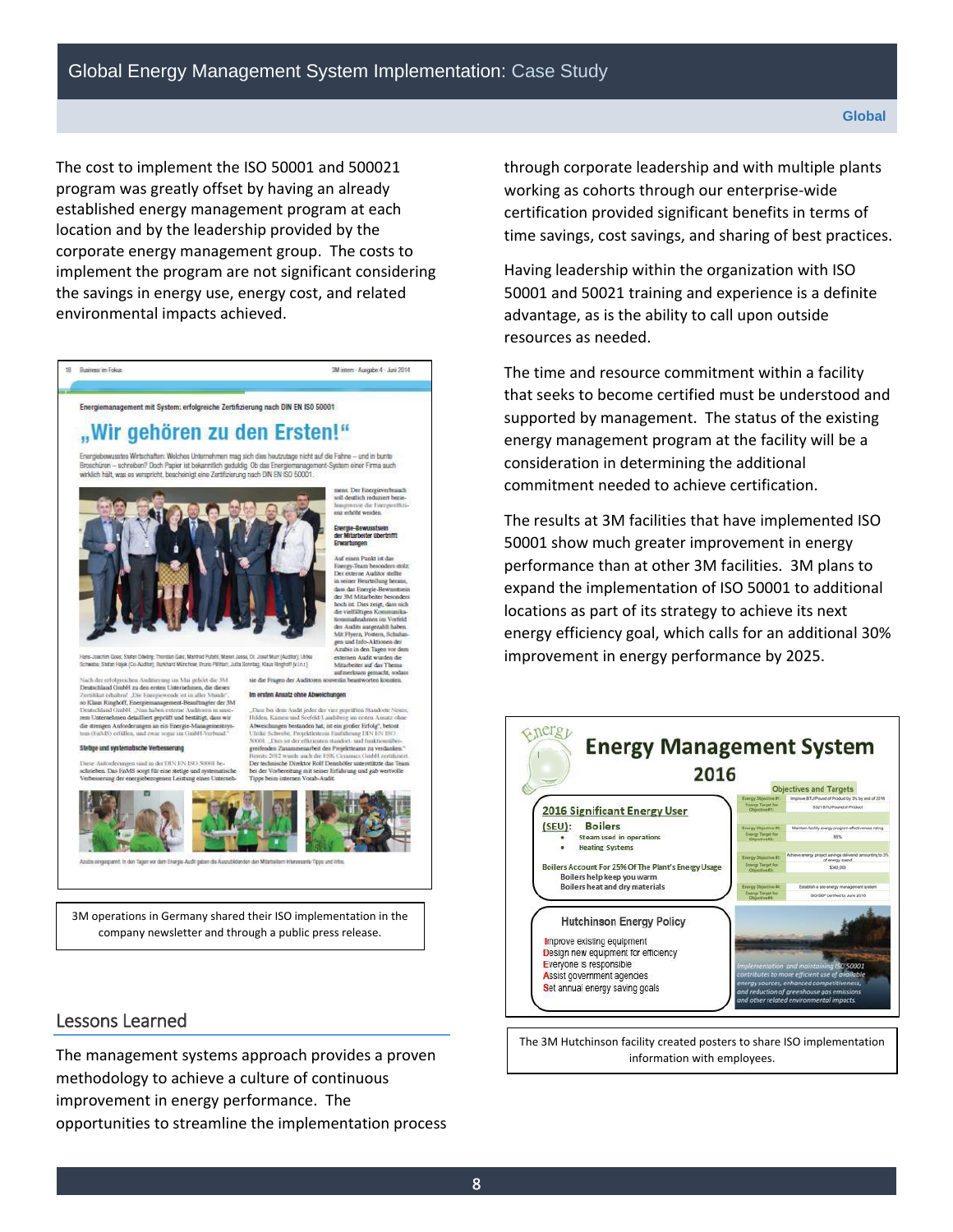The cost to implement the ISO 50001 and 500021 program was greatly offset by having an already established energy management program at each location and by the leadership provided by the corporate energy management group. The costs to implement the program are not significant considering the savings in energy use, energy cost, and related environmental impacts achieved.

3M operations in Germany shared their ISO implementation in the company newsletter and through a public press release.

## Lessons Learned

The management systems approach provides a proven methodology to achieve a culture of continuous improvement in energy performance. The opportunities to streamline the implementation process through corporate leadership and with multiple plants working as cohorts through our enterprise-wide certification provided significant benefits in terms of time savings, cost savings, and sharing of best practices.

Having leadership within the organization with ISO 50001 and 50021 training and experience is a definite advantage, as is the ability to call upon outside resources as needed.

The time and resource commitment within a facility that seeks to become certified must be understood and supported by management. The status of the existing energy management program at the facility will be a consideration in determining the additional commitment needed to achieve certification.

The results at 3M facilities that have implemented ISO 50001 show much greater improvement in energy performance than at other 3M facilities. 3M plans to expand the implementation of ISO 50001 to additional locations as part of its strategy to achieve its next energy efficiency goal, which calls for an additional 30% improvement in energy performance by 2025.

The 3M Hutchinson facility created posters to share ISO implementation information with employees.